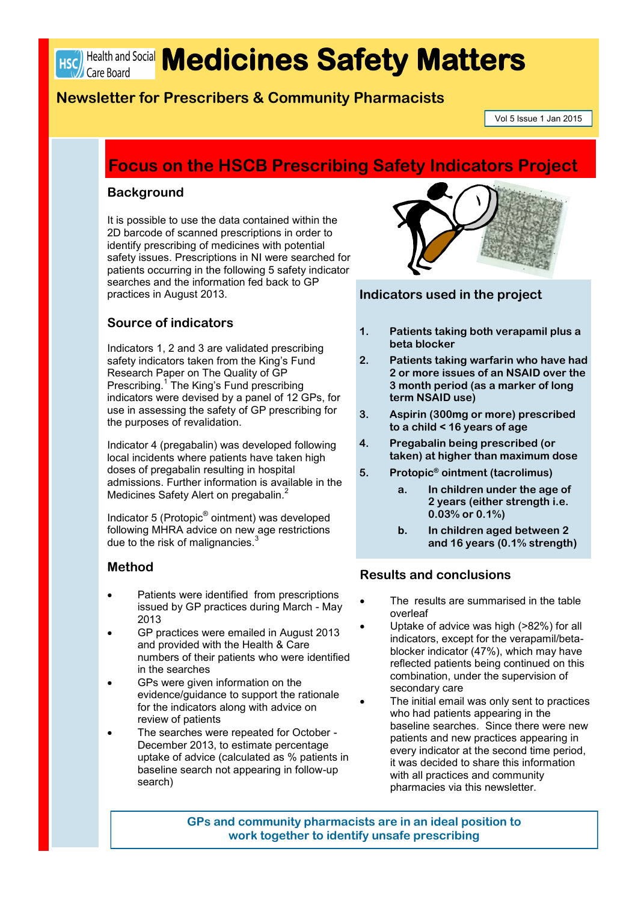Health and Social Care Board

# Medicines Safety Matters

## Newsletter for Prescribers & Community Pharmacists

Vol 5 Issue 1 Jan 2015

## Focus on the HSCB Prescribing Safety Indicators Project

### Background

It is possible to use the data contained within the 2D barcode of scanned prescriptions in order to identify prescribing of medicines with potential safety issues. Prescriptions in NI were searched for patients occurring in the following 5 safety indicator searches and the information fed back to GP practices in August 2013.

### Source of indicators

Indicators 1, 2 and 3 are validated prescribing safety indicators taken from the King's Fund Research Paper on The Quality of GP Prescribing.[1] The King's Fund prescribing indicators were devised by a panel of 12 GPs, for use in assessing the safety of GP prescribing for the purposes of revalidation.

Indicator 4 (pregabalin) was developed following local incidents where patients have taken high doses of pregabalin resulting in hospital admissions. Further information is available in the Medicines Safety Alert on pregabalin.[2]

Indicator 5 (Protopic® ointment) was developed following MHRA advice on new age restrictions due to the risk of malignancies.[3]

### Method

- Patients were identified from prescriptions issued by GP practices during March - May 2013
- GP practices were emailed in August 2013 and provided with the Health & Care numbers of their patients who were identified in the searches
- GPs were given information on the evidence/guidance to support the rationale for the indicators along with advice on review of patients
- The searches were repeated for October - December 2013, to estimate percentage uptake of advice (calculated as % patients in baseline search not appearing in follow-up search)

### Indicators used in the project

1. **Patients taking both verapamil plus a beta blocker**
2. **Patients taking warfarin who have had 2 or more issues of an NSAID over the 3 month period (as a marker of long term NSAID use)**
3. **Aspirin (300mg or more) prescribed to a child < 16 years of age**
4. **Pregabalin being prescribed (or taken) at higher than maximum dose**
5. **Protopic® ointment (tacrolimus)**
   a. **In children under the age of 2 years (either strength i.e. 0.03% or 0.1%)**
   b. **In children aged between 2 and 16 years (0.1% strength)**

### Results and conclusions

- The results are summarised in the table overleaf
- Uptake of advice was high (>82%) for all indicators, except for the verapamil/beta-blocker indicator (47%), which may have reflected patients being continued on this combination, under the supervision of secondary care
- The initial email was only sent to practices who had patients appearing in the baseline searches. Since there were new patients and new practices appearing in every indicator at the second time period, it was decided to share this information with all practices and community pharmacies via this newsletter.

**GPs and community pharmacists are in an ideal position to work together to identify unsafe prescribing**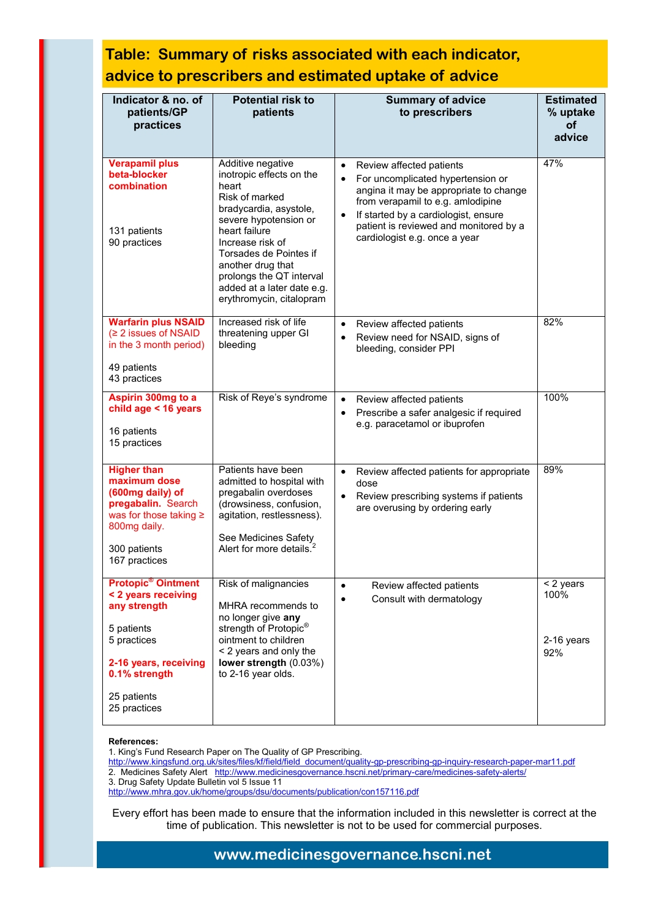## Table: Summary of risks associated with each indicator, advice to prescribers and estimated uptake of advice

| Indicator & no. of patients/GP practices | Potential risk to patients | Summary of advice to prescribers | Estimated % uptake of advice |
|---|---|---|---|
| **Verapamil plus beta-blocker combination**<br><br>131 patients<br>90 practices | Additive negative inotropic effects on the heart<br>Risk of marked bradycardia, asystole, severe hypotension or heart failure<br>Increase risk of Torsades de Pointes if another drug that prolongs the QT interval added at a later date e.g. erythromycin, citalopram | • Review affected patients<br>• For uncomplicated hypertension or angina it may be appropriate to change from verapamil to e.g. amlodipine<br>• If started by a cardiologist, ensure patient is reviewed and monitored by a cardiologist e.g. once a year | 47% |
| **Warfarin plus NSAID** (≥ 2 issues of NSAID in the 3 month period)<br><br>49 patients<br>43 practices | Increased risk of life threatening upper GI bleeding | • Review affected patients<br>• Review need for NSAID, signs of bleeding, consider PPI | 82% |
| **Aspirin 300mg to a child age < 16 years**<br><br>16 patients<br>15 practices | Risk of Reye's syndrome | • Review affected patients<br>• Prescribe a safer analgesic if required e.g. paracetamol or ibuprofen | 100% |
| **Higher than maximum dose (600mg daily) of pregabalin.** Search was for those taking ≥ 800mg daily.<br><br>300 patients<br>167 practices | Patients have been admitted to hospital with pregabalin overdoses (drowsiness, confusion, agitation, restlessness).<br><br>See Medicines Safety Alert for more details.[2] | • Review affected patients for appropriate dose<br>• Review prescribing systems if patients are overusing by ordering early | 89% |
| **Protopic® Ointment < 2 years receiving any strength**<br><br>5 patients<br>5 practices<br><br>**2-16 years, receiving 0.1% strength**<br><br>25 patients<br>25 practices | Risk of malignancies<br><br>MHRA recommends to no longer give **any** strength of Protopic® ointment to children < 2 years and only the **lower strength** (0.03%) to 2-16 year olds. | • Review affected patients<br>• Consult with dermatology | < 2 years<br>100%<br><br>2-16 years<br>92% |

**References:**

1. King's Fund Research Paper on The Quality of GP Prescribing.
http://www.kingsfund.org.uk/sites/files/kf/field/field_document/quality-gp-prescribing-gp-inquiry-research-paper-mar11.pdf
2. Medicines Safety Alert http://www.medicinesgovernance.hscni.net/primary-care/medicines-safety-alerts/
3. Drug Safety Update Bulletin vol 5 Issue 11
http://www.mhra.gov.uk/home/groups/dsu/documents/publication/con157116.pdf

Every effort has been made to ensure that the information included in this newsletter is correct at the time of publication. This newsletter is not to be used for commercial purposes.

**www.medicinesgovernance.hscni.net**